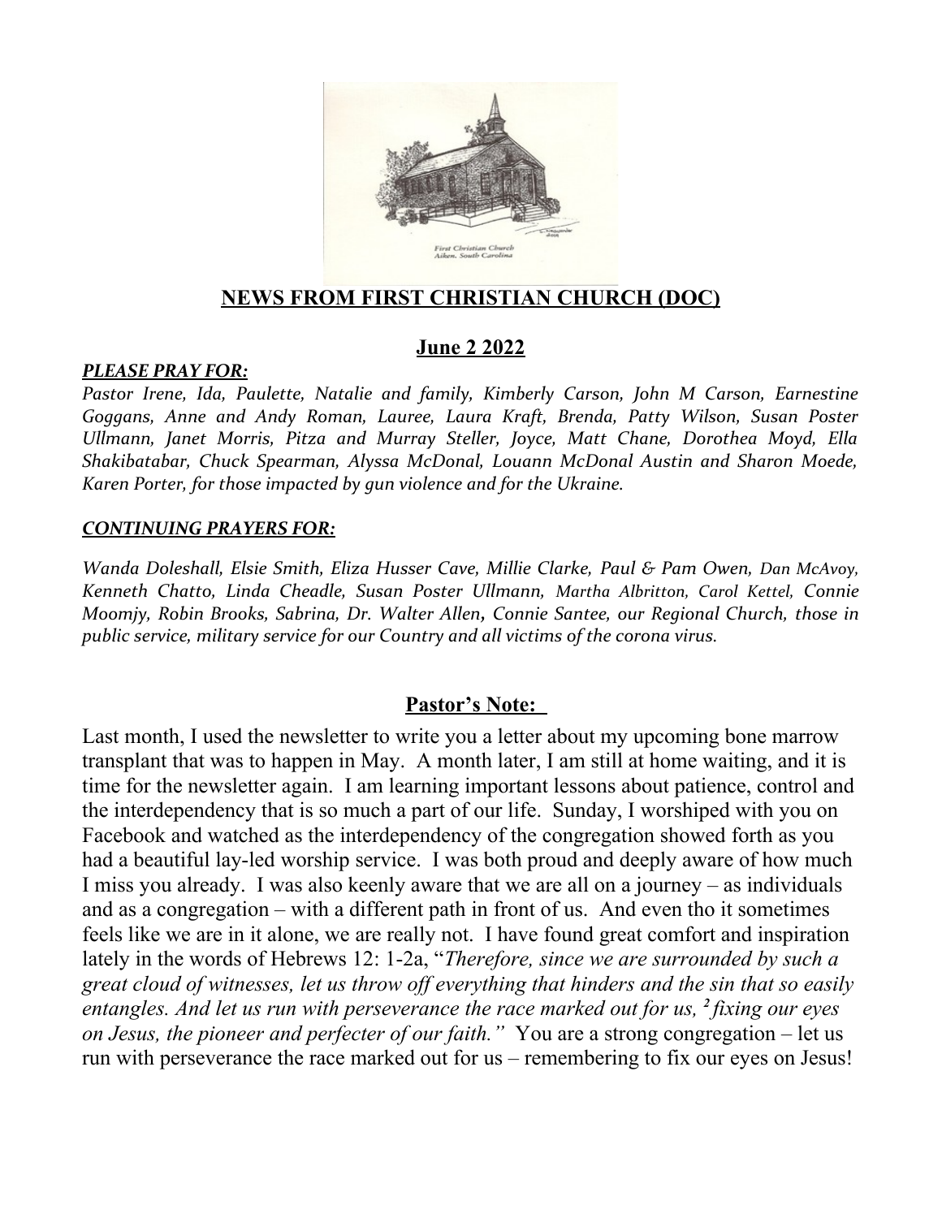## NEWS FROM FIRST CHRISTIAN CHURCH (DOC)

## June 2 2022

***PLEASE PRAY FOR:***

*Pastor Irene, Ida, Paulette, Natalie and family, Kimberly Carson, John M Carson, Earnestine Goggans, Anne and Andy Roman, Lauree, Laura Kraft, Brenda, Patty Wilson, Susan Poster Ullmann, Janet Morris, Pitza and Murray Steller, Joyce, Matt Chane, Dorothea Moyd, Ella Shakibatabar, Chuck Spearman, Alyssa McDonal, Louann McDonal Austin and Sharon Moede, Karen Porter, for those impacted by gun violence and for the Ukraine.*

***CONTINUING PRAYERS FOR:***

*Wanda Doleshall, Elsie Smith, Eliza Husser Cave, Millie Clarke, Paul & Pam Owen, Dan McAvoy, Kenneth Chatto, Linda Cheadle, Susan Poster Ullmann, Martha Albritton, Carol Kettel, Connie Moomjy, Robin Brooks, Sabrina, Dr. Walter Allen, Connie Santee, our Regional Church, those in public service, military service for our Country and all victims of the corona virus.*

### Pastor's Note:

Last month, I used the newsletter to write you a letter about my upcoming bone marrow transplant that was to happen in May. A month later, I am still at home waiting, and it is time for the newsletter again. I am learning important lessons about patience, control and the interdependency that is so much a part of our life. Sunday, I worshiped with you on Facebook and watched as the interdependency of the congregation showed forth as you had a beautiful lay-led worship service. I was both proud and deeply aware of how much I miss you already. I was also keenly aware that we are all on a journey – as individuals and as a congregation – with a different path in front of us. And even tho it sometimes feels like we are in it alone, we are really not. I have found great comfort and inspiration lately in the words of Hebrews 12: 1-2a, "*Therefore, since we are surrounded by such a great cloud of witnesses, let us throw off everything that hinders and the sin that so easily entangles. And let us run with perseverance the race marked out for us, [2] fixing our eyes on Jesus, the pioneer and perfecter of our faith."* You are a strong congregation – let us run with perseverance the race marked out for us – remembering to fix our eyes on Jesus!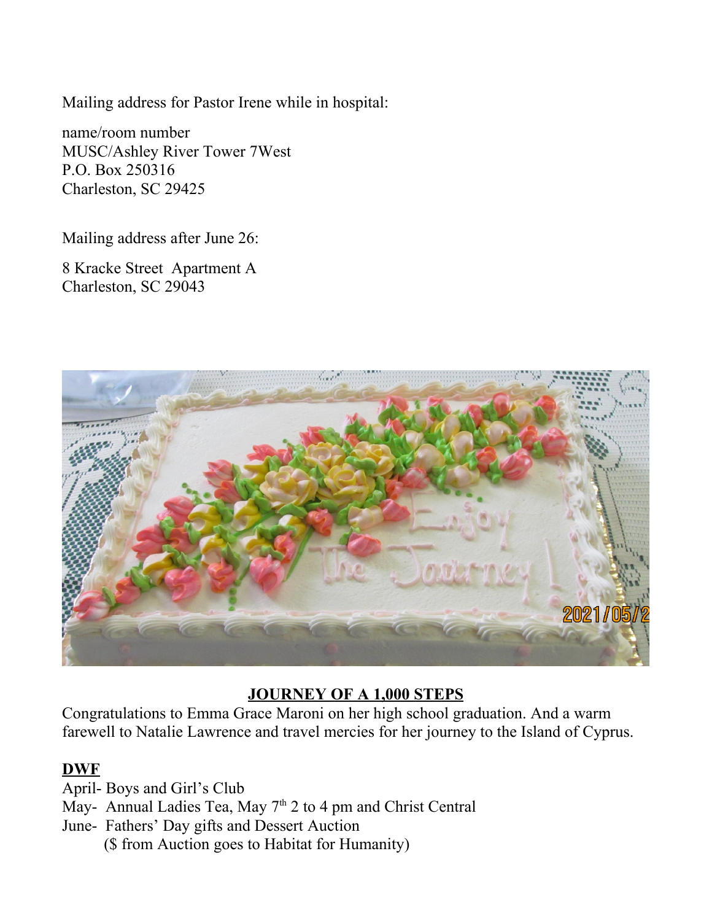Mailing address for Pastor Irene while in hospital:

name/room number
MUSC/Ashley River Tower 7West
P.O. Box 250316
Charleston, SC 29425

Mailing address after June 26:

8 Kracke Street  Apartment A
Charleston, SC 29043

## JOURNEY OF A 1,000 STEPS

Congratulations to Emma Grace Maroni on her high school graduation. And a warm farewell to Natalie Lawrence and travel mercies for her journey to the Island of Cyprus.

## DWF

April- Boys and Girl's Club
May- Annual Ladies Tea, May 7th 2 to 4 pm and Christ Central
June- Fathers' Day gifts and Dessert Auction
($ from Auction goes to Habitat for Humanity)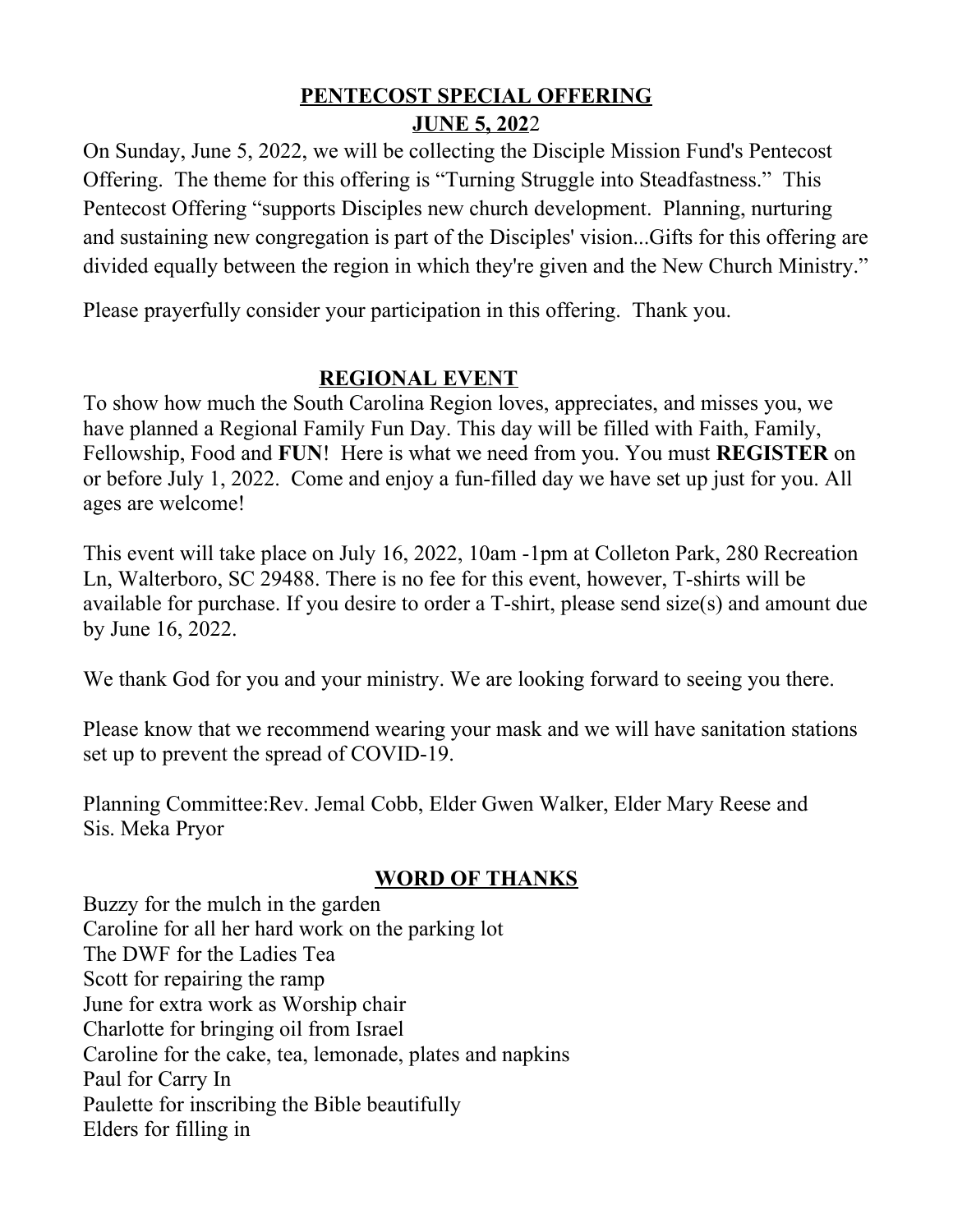## **PENTECOST SPECIAL OFFERING**

## **JUNE 5, 2022**

On Sunday, June 5, 2022, we will be collecting the Disciple Mission Fund's Pentecost Offering. The theme for this offering is "Turning Struggle into Steadfastness." This Pentecost Offering "supports Disciples new church development. Planning, nurturing and sustaining new congregation is part of the Disciples' vision...Gifts for this offering are divided equally between the region in which they're given and the New Church Ministry."

Please prayerfully consider your participation in this offering. Thank you.

## **REGIONAL EVENT**

To show how much the South Carolina Region loves, appreciates, and misses you, we have planned a Regional Family Fun Day. This day will be filled with Faith, Family, Fellowship, Food and **FUN**! Here is what we need from you. You must **REGISTER** on or before July 1, 2022. Come and enjoy a fun-filled day we have set up just for you. All ages are welcome!

This event will take place on July 16, 2022, 10am -1pm at Colleton Park, 280 Recreation Ln, Walterboro, SC 29488. There is no fee for this event, however, T-shirts will be available for purchase. If you desire to order a T-shirt, please send size(s) and amount due by June 16, 2022.

We thank God for you and your ministry. We are looking forward to seeing you there.

Please know that we recommend wearing your mask and we will have sanitation stations set up to prevent the spread of COVID-19.

Planning Committee:Rev. Jemal Cobb, Elder Gwen Walker, Elder Mary Reese and Sis. Meka Pryor

## **WORD OF THANKS**

Buzzy for the mulch in the garden  
Caroline for all her hard work on the parking lot  
The DWF for the Ladies Tea  
Scott for repairing the ramp  
June for extra work as Worship chair  
Charlotte for bringing oil from Israel  
Caroline for the cake, tea, lemonade, plates and napkins  
Paul for Carry In  
Paulette for inscribing the Bible beautifully  
Elders for filling in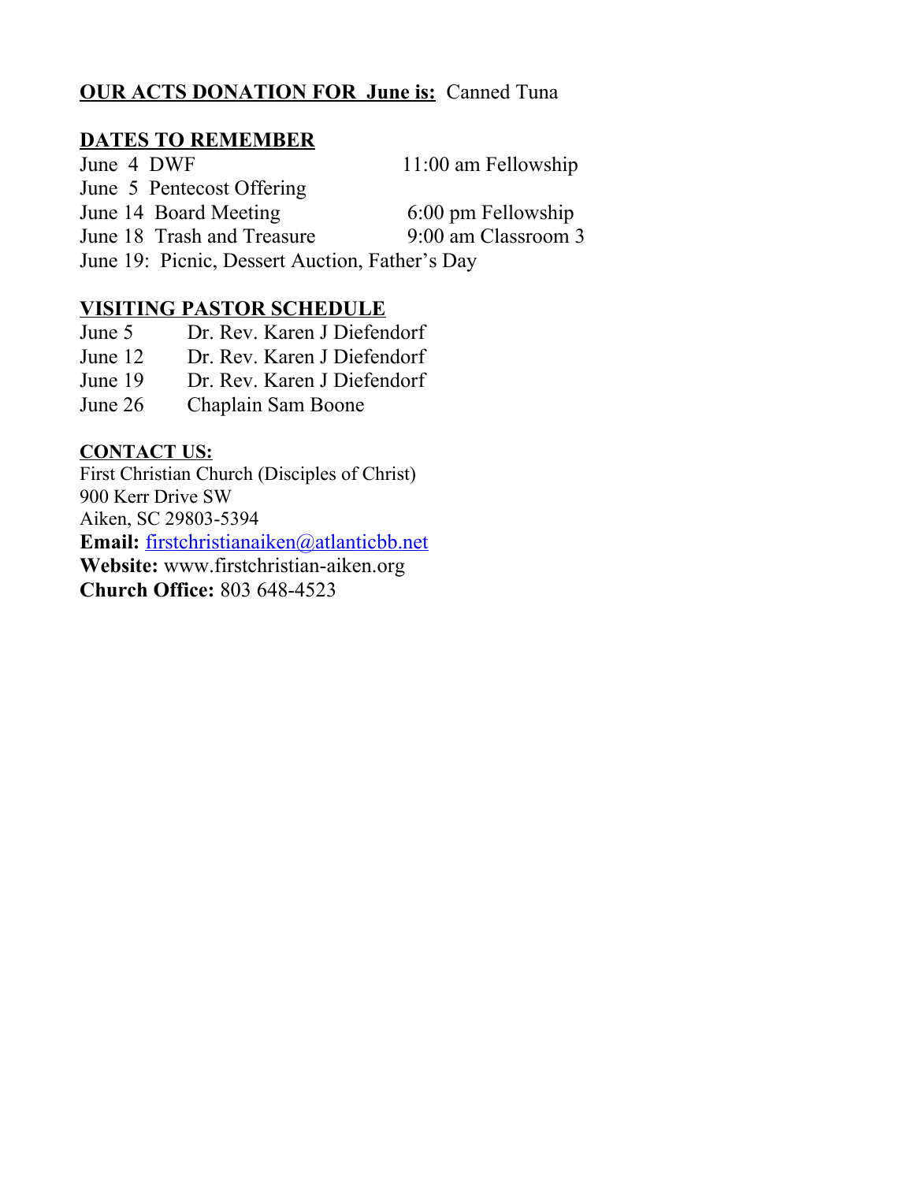**OUR ACTS DONATION FOR June is:** Canned Tuna

**DATES TO REMEMBER**

| | | |
|---|---|---|
| June 4 | DWF | 11:00 am Fellowship |
| June 5 | Pentecost Offering | |
| June 14 | Board Meeting | 6:00 pm Fellowship |
| June 18 | Trash and Treasure | 9:00 am Classroom 3 |

June 19: Picnic, Dessert Auction, Father's Day

**VISITING PASTOR SCHEDULE**

| | |
|---|---|
| June 5 | Dr. Rev. Karen J Diefendorf |
| June 12 | Dr. Rev. Karen J Diefendorf |
| June 19 | Dr. Rev. Karen J Diefendorf |
| June 26 | Chaplain Sam Boone |

**CONTACT US:**

First Christian Church (Disciples of Christ)
900 Kerr Drive SW
Aiken, SC 29803-5394
**Email:** firstchristianaiken@atlanticbb.net
**Website:** www.firstchristian-aiken.org
**Church Office:** 803 648-4523